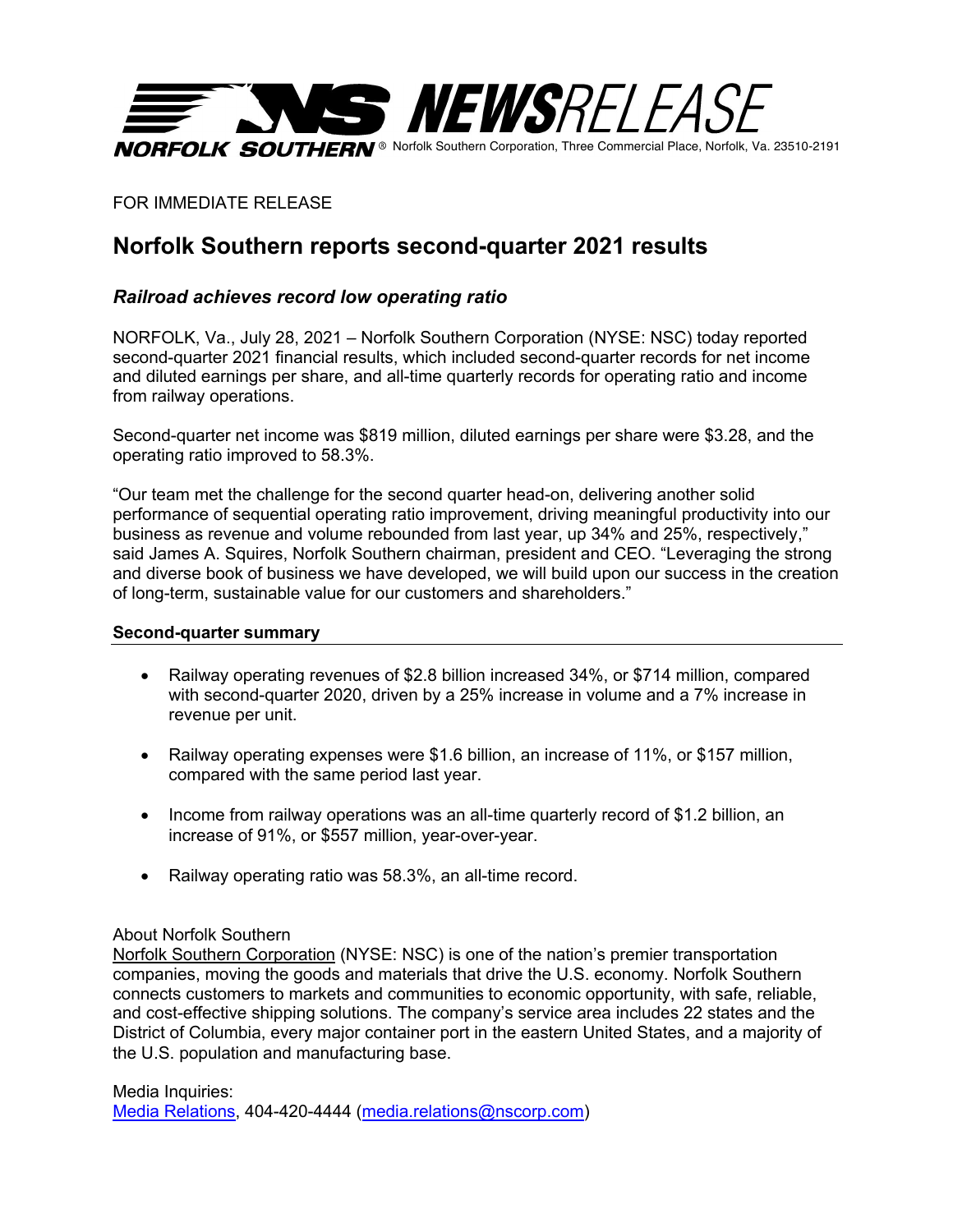NS NEWSRELEASE

NORFOLK SOUTHERN® Norfolk Southern Corporation, Three Commercial Place, Norfolk, Va. 23510-2191

FOR IMMEDIATE RELEASE

# Norfolk Southern reports second-quarter 2021 results

### *Railroad achieves record low operating ratio*

NORFOLK, Va., July 28, 2021 – Norfolk Southern Corporation (NYSE: NSC) today reported second-quarter 2021 financial results, which included second-quarter records for net income and diluted earnings per share, and all-time quarterly records for operating ratio and income from railway operations.

Second-quarter net income was $819 million, diluted earnings per share were $3.28, and the operating ratio improved to 58.3%.

"Our team met the challenge for the second quarter head-on, delivering another solid performance of sequential operating ratio improvement, driving meaningful productivity into our business as revenue and volume rebounded from last year, up 34% and 25%, respectively," said James A. Squires, Norfolk Southern chairman, president and CEO. "Leveraging the strong and diverse book of business we have developed, we will build upon our success in the creation of long-term, sustainable value for our customers and shareholders."

**Second-quarter summary**

- Railway operating revenues of $2.8 billion increased 34%, or $714 million, compared with second-quarter 2020, driven by a 25% increase in volume and a 7% increase in revenue per unit.
- Railway operating expenses were $1.6 billion, an increase of 11%, or $157 million, compared with the same period last year.
- Income from railway operations was an all-time quarterly record of $1.2 billion, an increase of 91%, or $557 million, year-over-year.
- Railway operating ratio was 58.3%, an all-time record.

About Norfolk Southern

Norfolk Southern Corporation (NYSE: NSC) is one of the nation's premier transportation companies, moving the goods and materials that drive the U.S. economy. Norfolk Southern connects customers to markets and communities to economic opportunity, with safe, reliable, and cost-effective shipping solutions. The company's service area includes 22 states and the District of Columbia, every major container port in the eastern United States, and a majority of the U.S. population and manufacturing base.

Media Inquiries:
Media Relations, 404-420-4444 (media.relations@nscorp.com)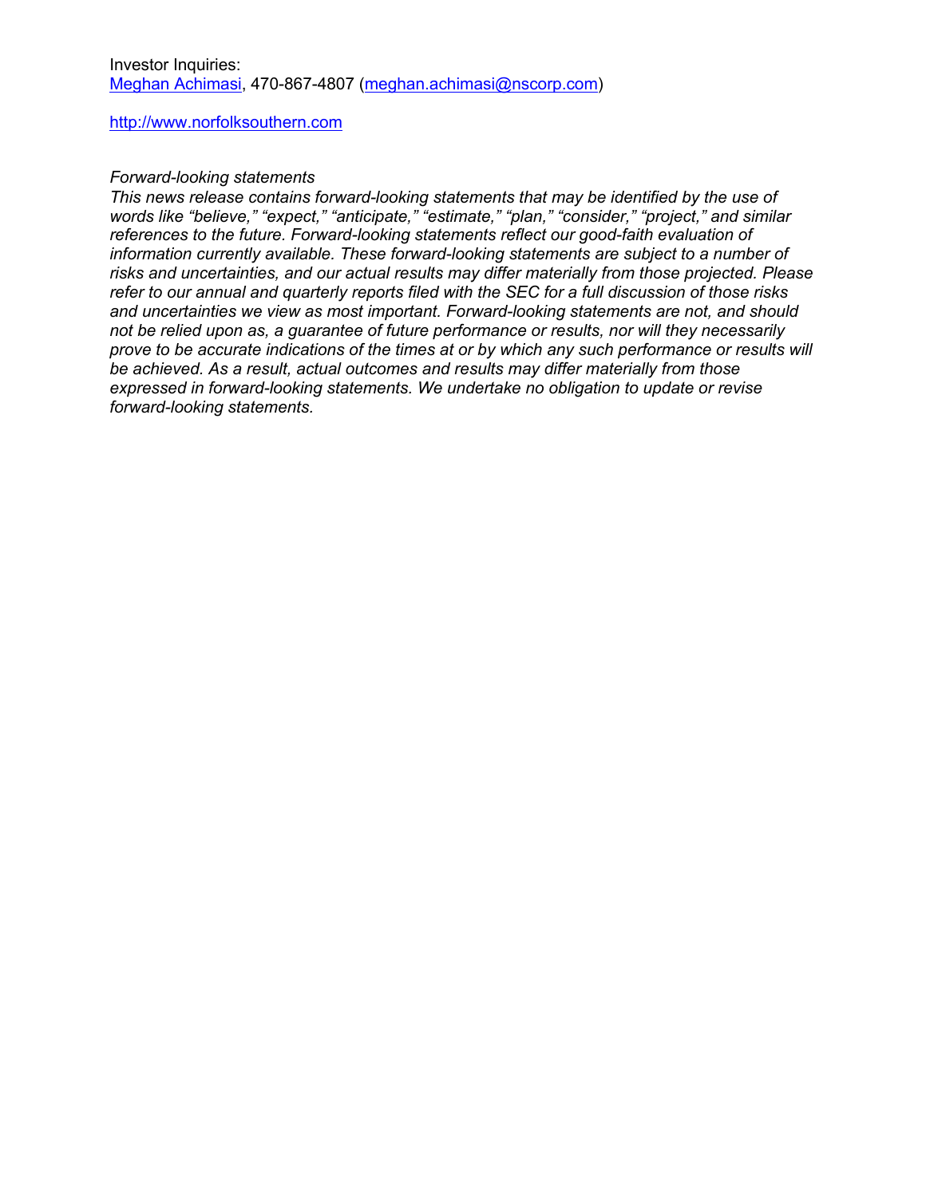Investor Inquiries:
[Meghan Achimasi](mailto:meghan.achimasi@nscorp.com), 470-867-4807 ([meghan.achimasi@nscorp.com](mailto:meghan.achimasi@nscorp.com))

[http://www.norfolksouthern.com](http://www.norfolksouthern.com)

*Forward-looking statements*
*This news release contains forward-looking statements that may be identified by the use of words like "believe," "expect," "anticipate," "estimate," "plan," "consider," "project," and similar references to the future. Forward-looking statements reflect our good-faith evaluation of information currently available. These forward-looking statements are subject to a number of risks and uncertainties, and our actual results may differ materially from those projected. Please refer to our annual and quarterly reports filed with the SEC for a full discussion of those risks and uncertainties we view as most important. Forward-looking statements are not, and should not be relied upon as, a guarantee of future performance or results, nor will they necessarily prove to be accurate indications of the times at or by which any such performance or results will be achieved. As a result, actual outcomes and results may differ materially from those expressed in forward-looking statements. We undertake no obligation to update or revise forward-looking statements.*